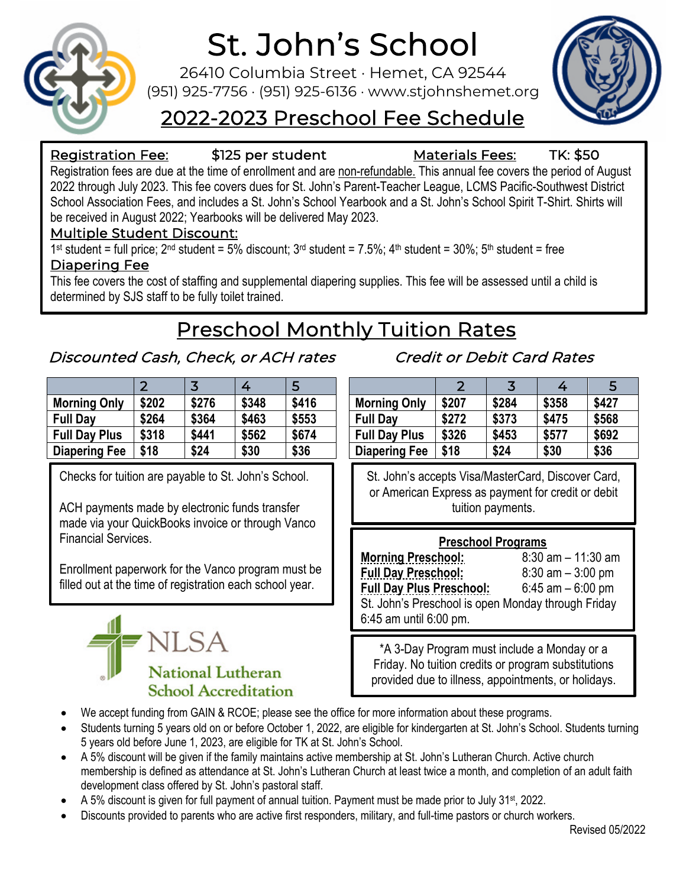# St. John's School

26410 Columbia Street · Hemet, CA 92544
(951) 925-7756 · (951) 925-6136 · www.stjohnshemet.org

## 2022-2023 Preschool Fee Schedule

**Registration Fee:** $125 per student **Materials Fees:** TK: $50

Registration fees are due at the time of enrollment and are non-refundable. This annual fee covers the period of August 2022 through July 2023. This fee covers dues for St. John's Parent-Teacher League, LCMS Pacific-Southwest District School Association Fees, and includes a St. John's School Yearbook and a St. John's School Spirit T-Shirt. Shirts will be received in August 2022; Yearbooks will be delivered May 2023.

**Multiple Student Discount:**

1st student = full price; 2nd student = 5% discount; 3rd student = 7.5%; 4th student = 30%; 5th student = free

**Diapering Fee**

This fee covers the cost of staffing and supplemental diapering supplies. This fee will be assessed until a child is determined by SJS staff to be fully toilet trained.

## Preschool Monthly Tuition Rates

*Discounted Cash, Check, or ACH rates*

| | 2 | 3 | 4 | 5 |
|---|---|---|---|---|
| **Morning Only** | **$202** | **$276** | **$348** | **$416** |
| **Full Day** | **$264** | **$364** | **$463** | **$553** |
| **Full Day Plus** | **$318** | **$441** | **$562** | **$674** |
| **Diapering Fee** | **$18** | **$24** | **$30** | **$36** |

Checks for tuition are payable to St. John's School.

ACH payments made by electronic funds transfer made via your QuickBooks invoice or through Vanco Financial Services.

Enrollment paperwork for the Vanco program must be filled out at the time of registration each school year.

NLSA National Lutheran School Accreditation

*Credit or Debit Card Rates*

| | 2 | 3 | 4 | 5 |
|---|---|---|---|---|
| **Morning Only** | **$207** | **$284** | **$358** | **$427** |
| **Full Day** | **$272** | **$373** | **$475** | **$568** |
| **Full Day Plus** | **$326** | **$453** | **$577** | **$692** |
| **Diapering Fee** | **$18** | **$24** | **$30** | **$36** |

St. John's accepts Visa/MasterCard, Discover Card, or American Express as payment for credit or debit tuition payments.

**Preschool Programs**

**Morning Preschool:** 8:30 am – 11:30 am
**Full Day Preschool:** 8:30 am – 3:00 pm
**Full Day Plus Preschool:** 6:45 am – 6:00 pm
St. John's Preschool is open Monday through Friday 6:45 am until 6:00 pm.

*A 3-Day Program must include a Monday or a Friday. No tuition credits or program substitutions provided due to illness, appointments, or holidays.

- We accept funding from GAIN & RCOE; please see the office for more information about these programs.
- Students turning 5 years old on or before October 1, 2022, are eligible for kindergarten at St. John's School. Students turning 5 years old before June 1, 2023, are eligible for TK at St. John's School.
- A 5% discount will be given if the family maintains active membership at St. John's Lutheran Church. Active church membership is defined as attendance at St. John's Lutheran Church at least twice a month, and completion of an adult faith development class offered by St. John's pastoral staff.
- A 5% discount is given for full payment of annual tuition. Payment must be made prior to July 31st, 2022.
- Discounts provided to parents who are active first responders, military, and full-time pastors or church workers.

Revised 05/2022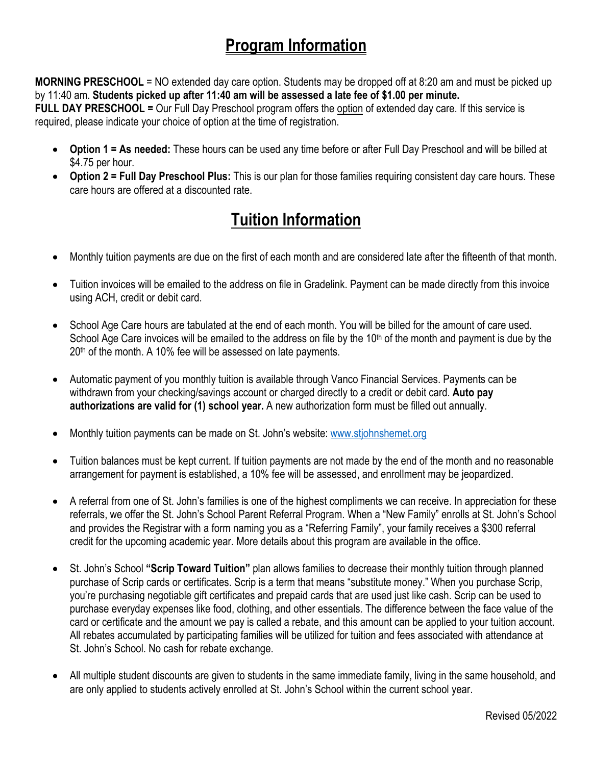# <u>Program Information</u>

**MORNING PRESCHOOL** = NO extended day care option. Students may be dropped off at 8:20 am and must be picked up by 11:40 am. **Students picked up after 11:40 am will be assessed a late fee of $1.00 per minute.**
**FULL DAY PRESCHOOL =** Our Full Day Preschool program offers the <u>option</u> of extended day care. If this service is required, please indicate your choice of option at the time of registration.

- **Option 1 = As needed:** These hours can be used any time before or after Full Day Preschool and will be billed at $4.75 per hour.
- **Option 2 = Full Day Preschool Plus:** This is our plan for those families requiring consistent day care hours. These care hours are offered at a discounted rate.

# <u>Tuition Information</u>

- Monthly tuition payments are due on the first of each month and are considered late after the fifteenth of that month.

- Tuition invoices will be emailed to the address on file in Gradelink. Payment can be made directly from this invoice using ACH, credit or debit card.

- School Age Care hours are tabulated at the end of each month. You will be billed for the amount of care used. School Age Care invoices will be emailed to the address on file by the 10th of the month and payment is due by the 20th of the month. A 10% fee will be assessed on late payments.

- Automatic payment of you monthly tuition is available through Vanco Financial Services. Payments can be withdrawn from your checking/savings account or charged directly to a credit or debit card. **Auto pay authorizations are valid for (1) school year.** A new authorization form must be filled out annually.

- Monthly tuition payments can be made on St. John's website: [www.stjohnshemet.org](http://www.stjohnshemet.org)

- Tuition balances must be kept current. If tuition payments are not made by the end of the month and no reasonable arrangement for payment is established, a 10% fee will be assessed, and enrollment may be jeopardized.

- A referral from one of St. John's families is one of the highest compliments we can receive. In appreciation for these referrals, we offer the St. John's School Parent Referral Program. When a "New Family" enrolls at St. John's School and provides the Registrar with a form naming you as a "Referring Family", your family receives a $300 referral credit for the upcoming academic year. More details about this program are available in the office.

- St. John's School **"Scrip Toward Tuition"** plan allows families to decrease their monthly tuition through planned purchase of Scrip cards or certificates. Scrip is a term that means "substitute money." When you purchase Scrip, you're purchasing negotiable gift certificates and prepaid cards that are used just like cash. Scrip can be used to purchase everyday expenses like food, clothing, and other essentials. The difference between the face value of the card or certificate and the amount we pay is called a rebate, and this amount can be applied to your tuition account. All rebates accumulated by participating families will be utilized for tuition and fees associated with attendance at St. John's School. No cash for rebate exchange.

- All multiple student discounts are given to students in the same immediate family, living in the same household, and are only applied to students actively enrolled at St. John's School within the current school year.

Revised 05/2022